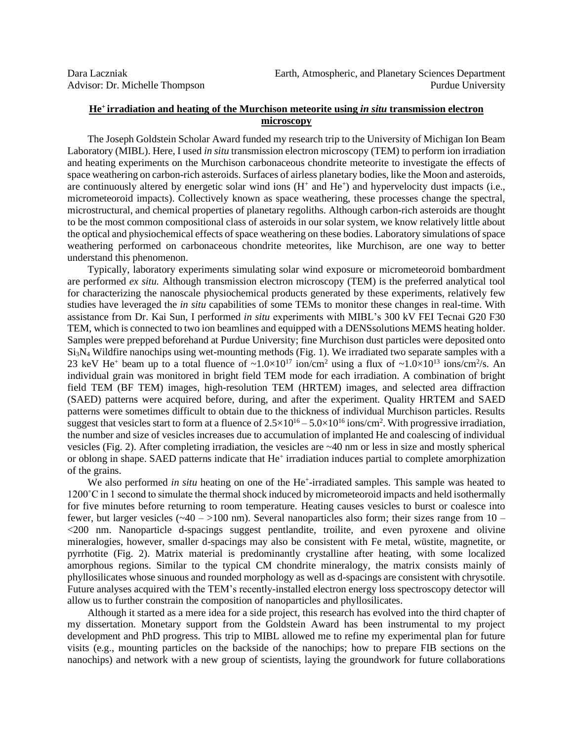Dara Laczniak
Advisor: Dr. Michelle Thompson

Earth, Atmospheric, and Planetary Sciences Department
Purdue University

# $He^+$ irradiation and heating of the Murchison meteorite using *in situ* transmission electron microscopy

The Joseph Goldstein Scholar Award funded my research trip to the University of Michigan Ion Beam Laboratory (MIBL). Here, I used *in situ* transmission electron microscopy (TEM) to perform ion irradiation and heating experiments on the Murchison carbonaceous chondrite meteorite to investigate the effects of space weathering on carbon-rich asteroids. Surfaces of airless planetary bodies, like the Moon and asteroids, are continuously altered by energetic solar wind ions ($H^+$ and $He^+$) and hypervelocity dust impacts (i.e., micrometeoroid impacts). Collectively known as space weathering, these processes change the spectral, microstructural, and chemical properties of planetary regoliths. Although carbon-rich asteroids are thought to be the most common compositional class of asteroids in our solar system, we know relatively little about the optical and physiochemical effects of space weathering on these bodies. Laboratory simulations of space weathering performed on carbonaceous chondrite meteorites, like Murchison, are one way to better understand this phenomenon.

Typically, laboratory experiments simulating solar wind exposure or micrometeoroid bombardment are performed *ex situ.* Although transmission electron microscopy (TEM) is the preferred analytical tool for characterizing the nanoscale physiochemical products generated by these experiments, relatively few studies have leveraged the *in situ* capabilities of some TEMs to monitor these changes in real-time. With assistance from Dr. Kai Sun, I performed *in situ* experiments with MIBL's 300 kV FEI Tecnai G20 F30 TEM, which is connected to two ion beamlines and equipped with a DENSsolutions MEMS heating holder. Samples were prepped beforehand at Purdue University; fine Murchison dust particles were deposited onto $Si_3N_4$ Wildfire nanochips using wet-mounting methods (Fig. 1). We irradiated two separate samples with a 23 keV $He^+$ beam up to a total fluence of $\sim 1.0 \times 10^{17}$ ion/cm$^2$ using a flux of $\sim 1.0 \times 10^{13}$ ions/cm$^2$/s. An individual grain was monitored in bright field TEM mode for each irradiation. A combination of bright field TEM (BF TEM) images, high-resolution TEM (HRTEM) images, and selected area diffraction (SAED) patterns were acquired before, during, and after the experiment. Quality HRTEM and SAED patterns were sometimes difficult to obtain due to the thickness of individual Murchison particles. Results suggest that vesicles start to form at a fluence of $2.5 \times 10^{16} - 5.0 \times 10^{16}$ ions/cm$^2$. With progressive irradiation, the number and size of vesicles increases due to accumulation of implanted He and coalescing of individual vesicles (Fig. 2). After completing irradiation, the vesicles are ~40 nm or less in size and mostly spherical or oblong in shape. SAED patterns indicate that $He^+$ irradiation induces partial to complete amorphization of the grains.

We also performed *in situ* heating on one of the $He^+$-irradiated samples. This sample was heated to 1200˚C in 1 second to simulate the thermal shock induced by micrometeoroid impacts and held isothermally for five minutes before returning to room temperature. Heating causes vesicles to burst or coalesce into fewer, but larger vesicles (~40 – >100 nm). Several nanoparticles also form; their sizes range from 10 – <200 nm. Nanoparticle d-spacings suggest pentlandite, troilite, and even pyroxene and olivine mineralogies, however, smaller d-spacings may also be consistent with Fe metal, wüstite, magnetite, or pyrrhotite (Fig. 2). Matrix material is predominantly crystalline after heating, with some localized amorphous regions. Similar to the typical CM chondrite mineralogy, the matrix consists mainly of phyllosilicates whose sinuous and rounded morphology as well as d-spacings are consistent with chrysotile. Future analyses acquired with the TEM's recently-installed electron energy loss spectroscopy detector will allow us to further constrain the composition of nanoparticles and phyllosilicates.

Although it started as a mere idea for a side project, this research has evolved into the third chapter of my dissertation. Monetary support from the Goldstein Award has been instrumental to my project development and PhD progress. This trip to MIBL allowed me to refine my experimental plan for future visits (e.g., mounting particles on the backside of the nanochips; how to prepare FIB sections on the nanochips) and network with a new group of scientists, laying the groundwork for future collaborations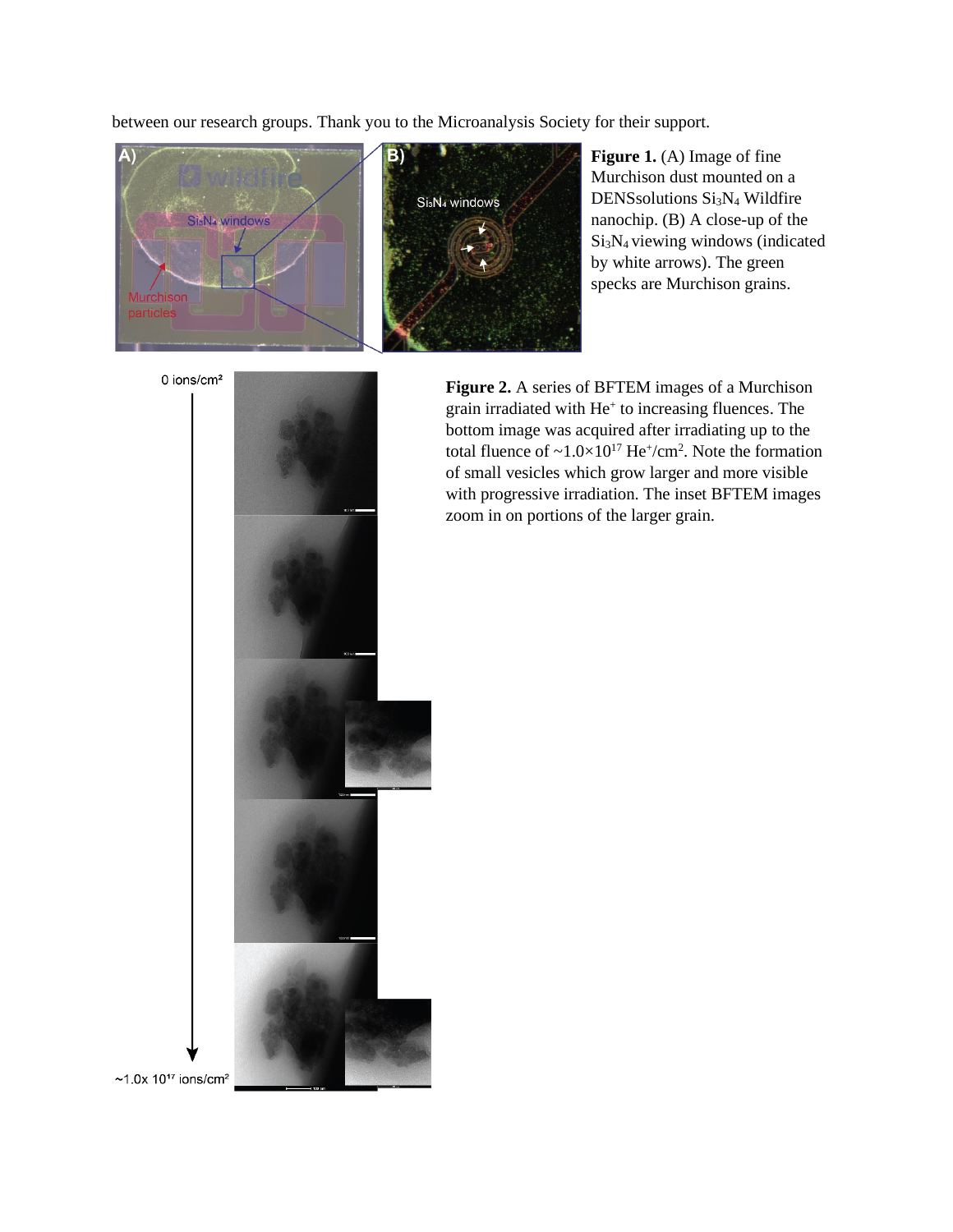between our research groups. Thank you to the Microanalysis Society for their support.

**Figure 1.** (A) Image of fine Murchison dust mounted on a DENSsolutions $Si_3N_4$ Wildfire nanochip. (B) A close-up of the $Si_3N_4$ viewing windows (indicated by white arrows). The green specks are Murchison grains.

**Figure 2.** A series of BFTEM images of a Murchison grain irradiated with $He^+$ to increasing fluences. The bottom image was acquired after irradiating up to the total fluence of ~$1.0\times10^{17}$ $He^+/cm^2$. Note the formation of small vesicles which grow larger and more visible with progressive irradiation. The inset BFTEM images zoom in on portions of the larger grain.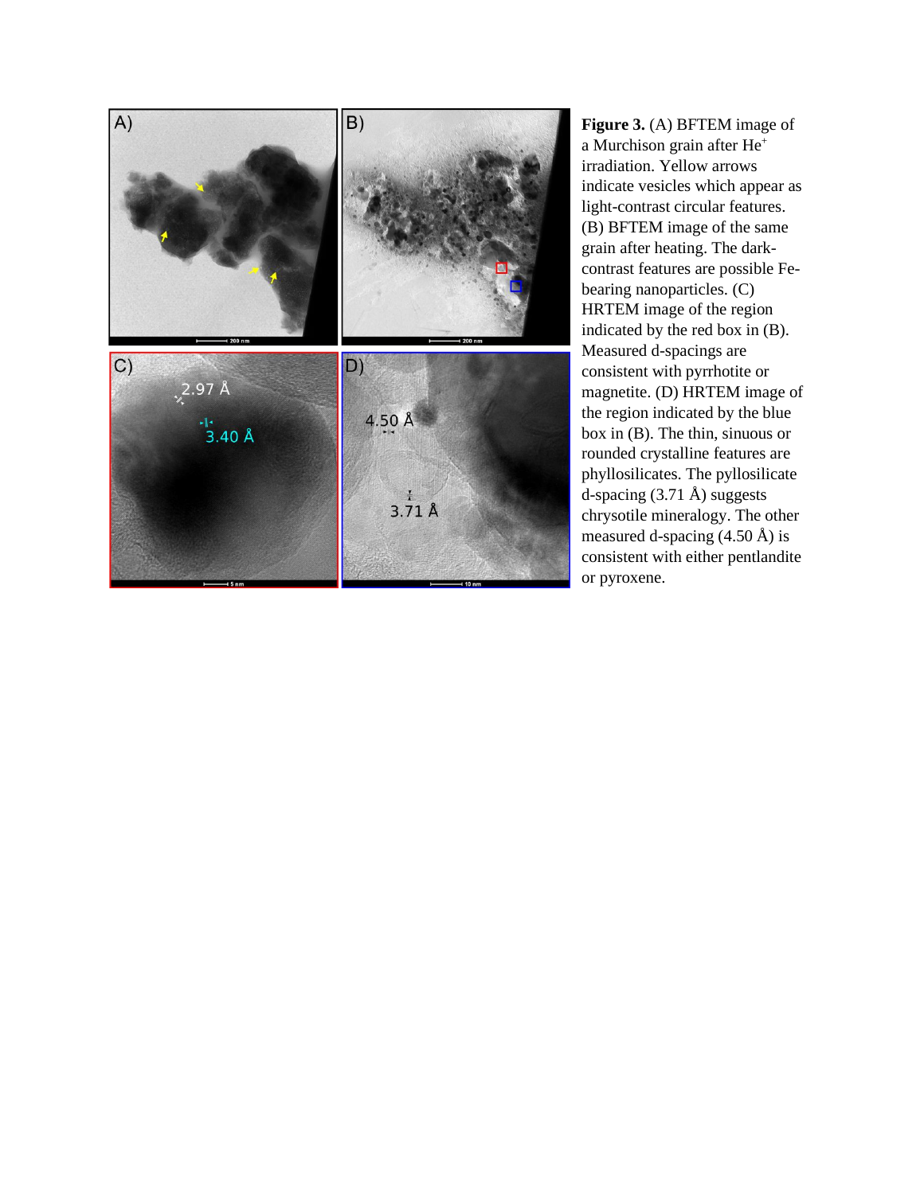A)

200 nm

B)

200 nm

C)

2.97 Å

3.40 Å

5 nm

D)

4.50 Å

3.71 Å

10 nm

**Figure 3.** (A) BFTEM image of a Murchison grain after $He^+$ irradiation. Yellow arrows indicate vesicles which appear as light-contrast circular features. (B) BFTEM image of the same grain after heating. The dark-contrast features are possible Fe-bearing nanoparticles. (C) HRTEM image of the region indicated by the red box in (B). Measured d-spacings are consistent with pyrrhotite or magnetite. (D) HRTEM image of the region indicated by the blue box in (B). The thin, sinuous or rounded crystalline features are phyllosilicates. The pyllosilicate d-spacing (3.71 Å) suggests chrysotile mineralogy. The other measured d-spacing (4.50 Å) is consistent with either pentlandite or pyroxene.